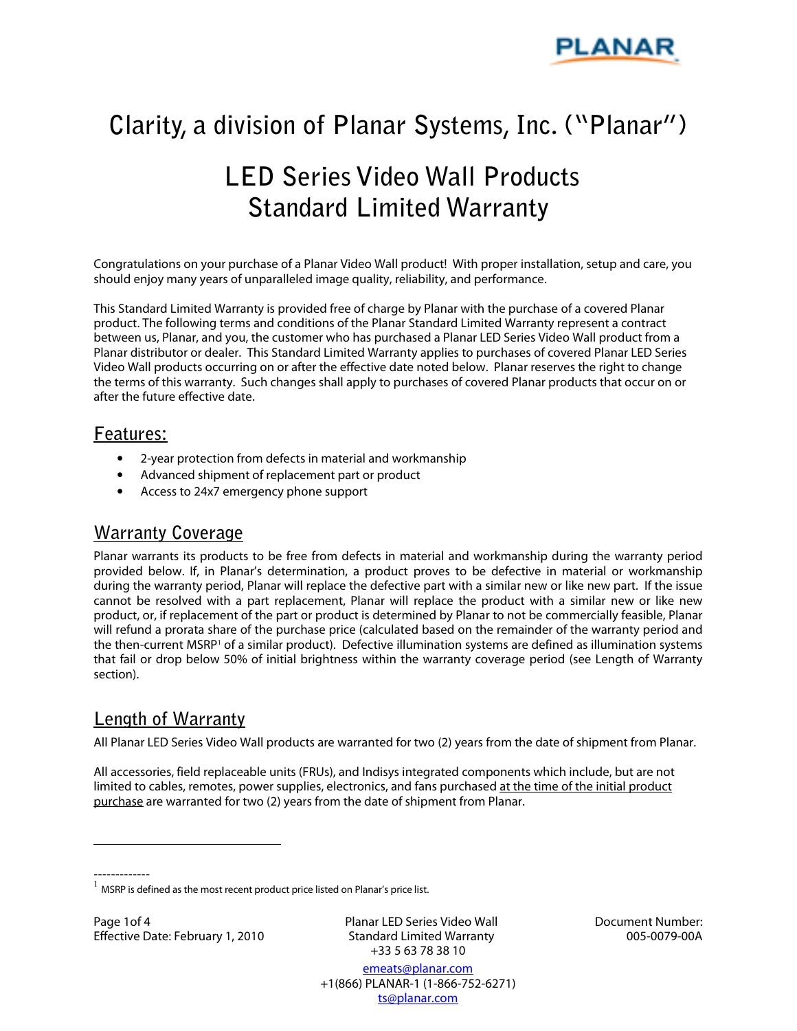# Clarity, a division of Planar Systems, Inc. ("Planar")

# LED Series Video Wall Products Standard Limited Warranty

Congratulations on your purchase of a Planar Video Wall product! With proper installation, setup and care, you should enjoy many years of unparalleled image quality, reliability, and performance.

This Standard Limited Warranty is provided free of charge by Planar with the purchase of a covered Planar product. The following terms and conditions of the Planar Standard Limited Warranty represent a contract between us, Planar, and you, the customer who has purchased a Planar LED Series Video Wall product from a Planar distributor or dealer. This Standard Limited Warranty applies to purchases of covered Planar LED Series Video Wall products occurring on or after the effective date noted below. Planar reserves the right to change the terms of this warranty. Such changes shall apply to purchases of covered Planar products that occur on or after the future effective date.

## Features:

- 2-year protection from defects in material and workmanship
- Advanced shipment of replacement part or product
- Access to 24x7 emergency phone support

## Warranty Coverage

Planar warrants its products to be free from defects in material and workmanship during the warranty period provided below. If, in Planar's determination, a product proves to be defective in material or workmanship during the warranty period, Planar will replace the defective part with a similar new or like new part. If the issue cannot be resolved with a part replacement, Planar will replace the product with a similar new or like new product, or, if replacement of the part or product is determined by Planar to not be commercially feasible, Planar will refund a prorata share of the purchase price (calculated based on the remainder of the warranty period and the then-current MSRP[1] of a similar product). Defective illumination systems are defined as illumination systems that fail or drop below 50% of initial brightness within the warranty coverage period (see Length of Warranty section).

## Length of Warranty

All Planar LED Series Video Wall products are warranted for two (2) years from the date of shipment from Planar.

All accessories, field replaceable units (FRUs), and Indisys integrated components which include, but are not limited to cables, remotes, power supplies, electronics, and fans purchased <u>at the time of the initial product purchase</u> are warranted for two (2) years from the date of shipment from Planar.

---

[1] MSRP is defined as the most recent product price listed on Planar's price list.

Effective Date: February 1, 2010

Document Number: 005-0079-00A

+33 5 63 78 38 10
emeats@planar.com
+1(866) PLANAR-1 (1-866-752-6271)
ts@planar.com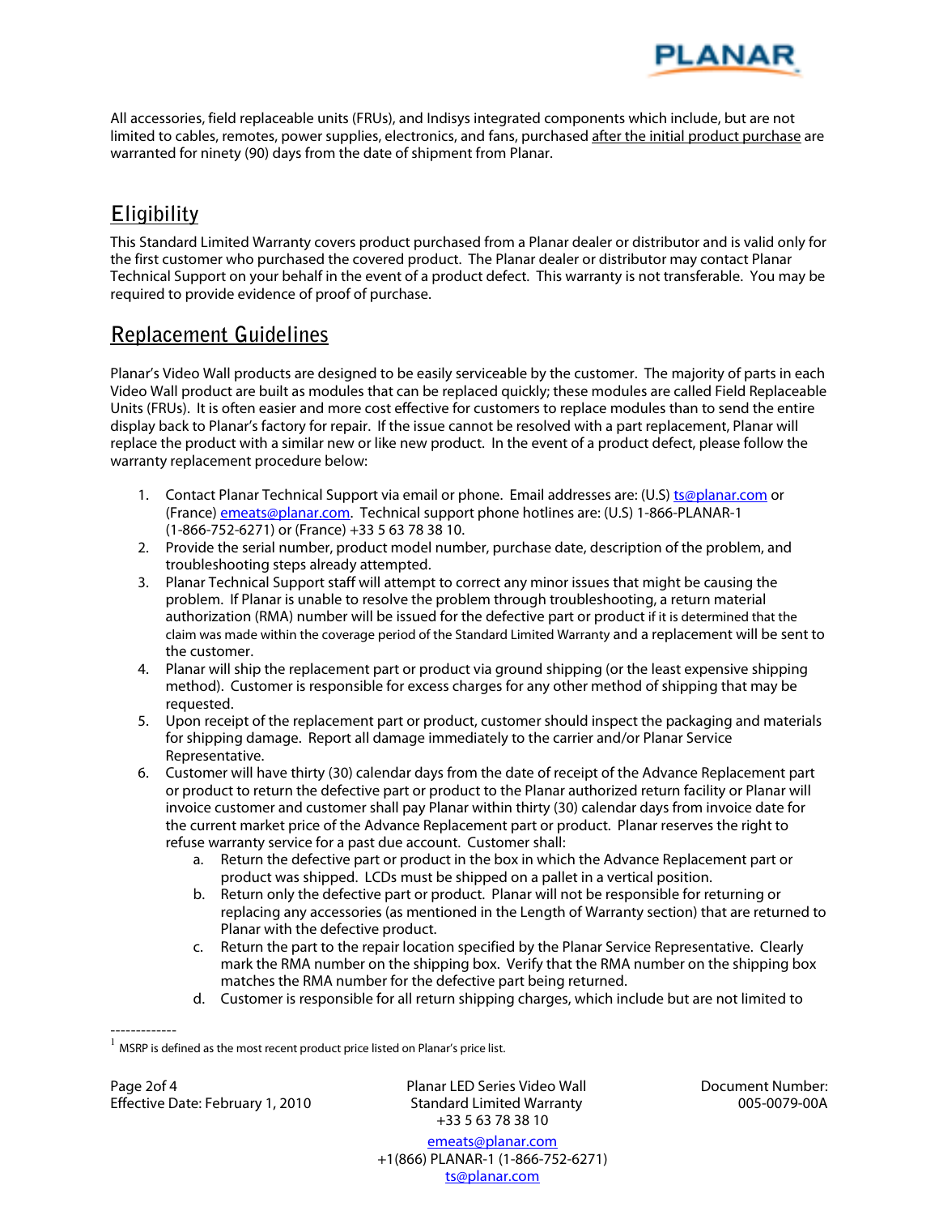All accessories, field replaceable units (FRUs), and Indisys integrated components which include, but are not limited to cables, remotes, power supplies, electronics, and fans, purchased after the initial product purchase are warranted for ninety (90) days from the date of shipment from Planar.

## Eligibility

This Standard Limited Warranty covers product purchased from a Planar dealer or distributor and is valid only for the first customer who purchased the covered product. The Planar dealer or distributor may contact Planar Technical Support on your behalf in the event of a product defect. This warranty is not transferable. You may be required to provide evidence of proof of purchase.

## Replacement Guidelines

Planar's Video Wall products are designed to be easily serviceable by the customer. The majority of parts in each Video Wall product are built as modules that can be replaced quickly; these modules are called Field Replaceable Units (FRUs). It is often easier and more cost effective for customers to replace modules than to send the entire display back to Planar's factory for repair. If the issue cannot be resolved with a part replacement, Planar will replace the product with a similar new or like new product. In the event of a product defect, please follow the warranty replacement procedure below:

1. Contact Planar Technical Support via email or phone. Email addresses are: (U.S) ts@planar.com or (France) emeats@planar.com. Technical support phone hotlines are: (U.S) 1-866-PLANAR-1 (1-866-752-6271) or (France) +33 5 63 78 38 10.
2. Provide the serial number, product model number, purchase date, description of the problem, and troubleshooting steps already attempted.
3. Planar Technical Support staff will attempt to correct any minor issues that might be causing the problem. If Planar is unable to resolve the problem through troubleshooting, a return material authorization (RMA) number will be issued for the defective part or product if it is determined that the claim was made within the coverage period of the Standard Limited Warranty and a replacement will be sent to the customer.
4. Planar will ship the replacement part or product via ground shipping (or the least expensive shipping method). Customer is responsible for excess charges for any other method of shipping that may be requested.
5. Upon receipt of the replacement part or product, customer should inspect the packaging and materials for shipping damage. Report all damage immediately to the carrier and/or Planar Service Representative.
6. Customer will have thirty (30) calendar days from the date of receipt of the Advance Replacement part or product to return the defective part or product to the Planar authorized return facility or Planar will invoice customer and customer shall pay Planar within thirty (30) calendar days from invoice date for the current market price of the Advance Replacement part or product. Planar reserves the right to refuse warranty service for a past due account. Customer shall:
   a. Return the defective part or product in the box in which the Advance Replacement part or product was shipped. LCDs must be shipped on a pallet in a vertical position.
   b. Return only the defective part or product. Planar will not be responsible for returning or replacing any accessories (as mentioned in the Length of Warranty section) that are returned to Planar with the defective product.
   c. Return the part to the repair location specified by the Planar Service Representative. Clearly mark the RMA number on the shipping box. Verify that the RMA number on the shipping box matches the RMA number for the defective part being returned.
   d. Customer is responsible for all return shipping charges, which include but are not limited to

-------------

[1] MSRP is defined as the most recent product price listed on Planar's price list.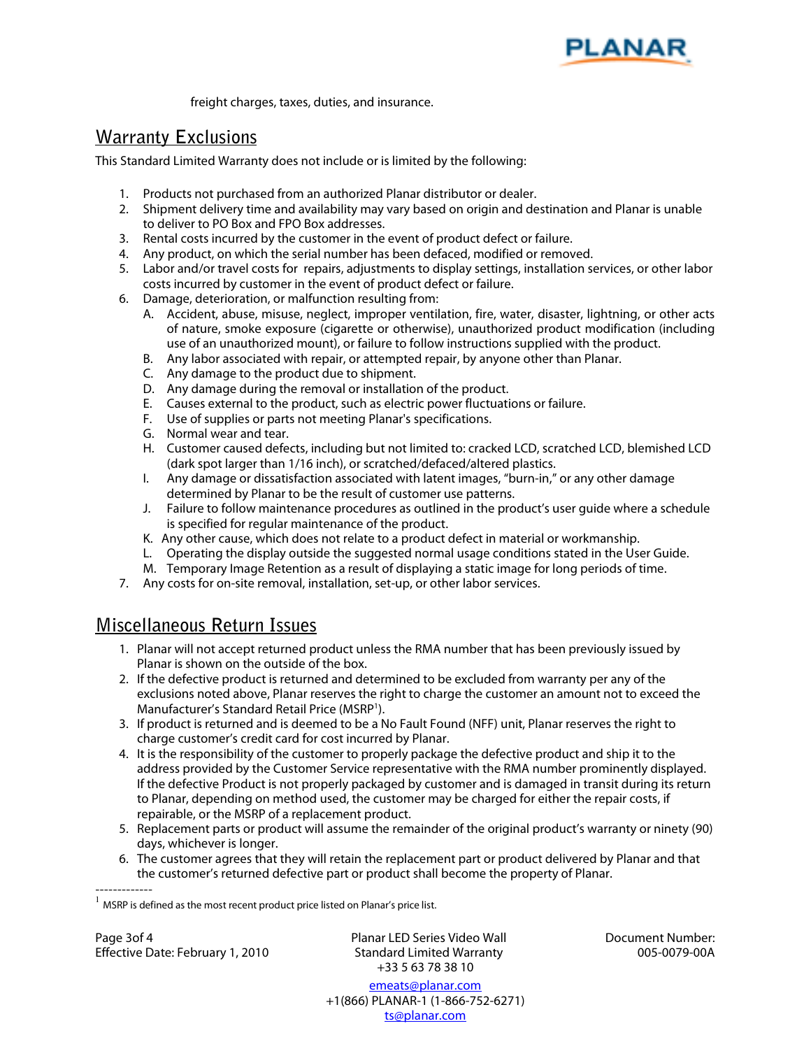freight charges, taxes, duties, and insurance.

## Warranty Exclusions

This Standard Limited Warranty does not include or is limited by the following:

1. Products not purchased from an authorized Planar distributor or dealer.
2. Shipment delivery time and availability may vary based on origin and destination and Planar is unable to deliver to PO Box and FPO Box addresses.
3. Rental costs incurred by the customer in the event of product defect or failure.
4. Any product, on which the serial number has been defaced, modified or removed.
5. Labor and/or travel costs for repairs, adjustments to display settings, installation services, or other labor costs incurred by customer in the event of product defect or failure.
6. Damage, deterioration, or malfunction resulting from:
   - A. Accident, abuse, misuse, neglect, improper ventilation, fire, water, disaster, lightning, or other acts of nature, smoke exposure (cigarette or otherwise), unauthorized product modification (including use of an unauthorized mount), or failure to follow instructions supplied with the product.
   - B. Any labor associated with repair, or attempted repair, by anyone other than Planar.
   - C. Any damage to the product due to shipment.
   - D. Any damage during the removal or installation of the product.
   - E. Causes external to the product, such as electric power fluctuations or failure.
   - F. Use of supplies or parts not meeting Planar's specifications.
   - G. Normal wear and tear.
   - H. Customer caused defects, including but not limited to: cracked LCD, scratched LCD, blemished LCD (dark spot larger than 1/16 inch), or scratched/defaced/altered plastics.
   - I. Any damage or dissatisfaction associated with latent images, "burn-in," or any other damage determined by Planar to be the result of customer use patterns.
   - J. Failure to follow maintenance procedures as outlined in the product's user guide where a schedule is specified for regular maintenance of the product.
   - K. Any other cause, which does not relate to a product defect in material or workmanship.
   - L. Operating the display outside the suggested normal usage conditions stated in the User Guide.
   - M. Temporary Image Retention as a result of displaying a static image for long periods of time.
7. Any costs for on-site removal, installation, set-up, or other labor services.

## Miscellaneous Return Issues

1. Planar will not accept returned product unless the RMA number that has been previously issued by Planar is shown on the outside of the box.
2. If the defective product is returned and determined to be excluded from warranty per any of the exclusions noted above, Planar reserves the right to charge the customer an amount not to exceed the Manufacturer's Standard Retail Price (MSRP[1]).
3. If product is returned and is deemed to be a No Fault Found (NFF) unit, Planar reserves the right to charge customer's credit card for cost incurred by Planar.
4. It is the responsibility of the customer to properly package the defective product and ship it to the address provided by the Customer Service representative with the RMA number prominently displayed. If the defective Product is not properly packaged by customer and is damaged in transit during its return to Planar, depending on method used, the customer may be charged for either the repair costs, if repairable, or the MSRP of a replacement product.
5. Replacement parts or product will assume the remainder of the original product's warranty or ninety (90) days, whichever is longer.
6. The customer agrees that they will retain the replacement part or product delivered by Planar and that the customer's returned defective part or product shall become the property of Planar.

-------------

[1] MSRP is defined as the most recent product price listed on Planar's price list.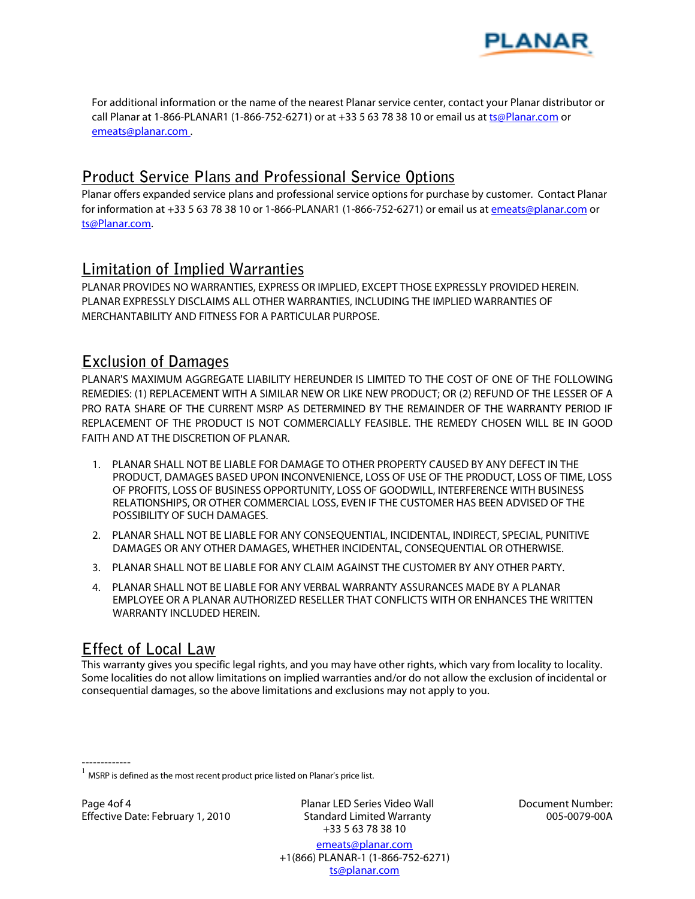For additional information or the name of the nearest Planar service center, contact your Planar distributor or call Planar at 1-866-PLANAR1 (1-866-752-6271) or at +33 5 63 78 38 10 or email us at ts@Planar.com or emeats@planar.com .

## Product Service Plans and Professional Service Options

Planar offers expanded service plans and professional service options for purchase by customer. Contact Planar for information at +33 5 63 78 38 10 or 1-866-PLANAR1 (1-866-752-6271) or email us at emeats@planar.com or ts@Planar.com.

## Limitation of Implied Warranties

PLANAR PROVIDES NO WARRANTIES, EXPRESS OR IMPLIED, EXCEPT THOSE EXPRESSLY PROVIDED HEREIN. PLANAR EXPRESSLY DISCLAIMS ALL OTHER WARRANTIES, INCLUDING THE IMPLIED WARRANTIES OF MERCHANTABILITY AND FITNESS FOR A PARTICULAR PURPOSE.

## Exclusion of Damages

PLANAR'S MAXIMUM AGGREGATE LIABILITY HEREUNDER IS LIMITED TO THE COST OF ONE OF THE FOLLOWING REMEDIES: (1) REPLACEMENT WITH A SIMILAR NEW OR LIKE NEW PRODUCT; OR (2) REFUND OF THE LESSER OF A PRO RATA SHARE OF THE CURRENT MSRP AS DETERMINED BY THE REMAINDER OF THE WARRANTY PERIOD IF REPLACEMENT OF THE PRODUCT IS NOT COMMERCIALLY FEASIBLE. THE REMEDY CHOSEN WILL BE IN GOOD FAITH AND AT THE DISCRETION OF PLANAR.

1. PLANAR SHALL NOT BE LIABLE FOR DAMAGE TO OTHER PROPERTY CAUSED BY ANY DEFECT IN THE PRODUCT, DAMAGES BASED UPON INCONVENIENCE, LOSS OF USE OF THE PRODUCT, LOSS OF TIME, LOSS OF PROFITS, LOSS OF BUSINESS OPPORTUNITY, LOSS OF GOODWILL, INTERFERENCE WITH BUSINESS RELATIONSHIPS, OR OTHER COMMERCIAL LOSS, EVEN IF THE CUSTOMER HAS BEEN ADVISED OF THE POSSIBILITY OF SUCH DAMAGES.
2. PLANAR SHALL NOT BE LIABLE FOR ANY CONSEQUENTIAL, INCIDENTAL, INDIRECT, SPECIAL, PUNITIVE DAMAGES OR ANY OTHER DAMAGES, WHETHER INCIDENTAL, CONSEQUENTIAL OR OTHERWISE.
3. PLANAR SHALL NOT BE LIABLE FOR ANY CLAIM AGAINST THE CUSTOMER BY ANY OTHER PARTY.
4. PLANAR SHALL NOT BE LIABLE FOR ANY VERBAL WARRANTY ASSURANCES MADE BY A PLANAR EMPLOYEE OR A PLANAR AUTHORIZED RESELLER THAT CONFLICTS WITH OR ENHANCES THE WRITTEN WARRANTY INCLUDED HEREIN.

## Effect of Local Law

This warranty gives you specific legal rights, and you may have other rights, which vary from locality to locality. Some localities do not allow limitations on implied warranties and/or do not allow the exclusion of incidental or consequential damages, so the above limitations and exclusions may not apply to you.

-------------

[1] MSRP is defined as the most recent product price listed on Planar's price list.